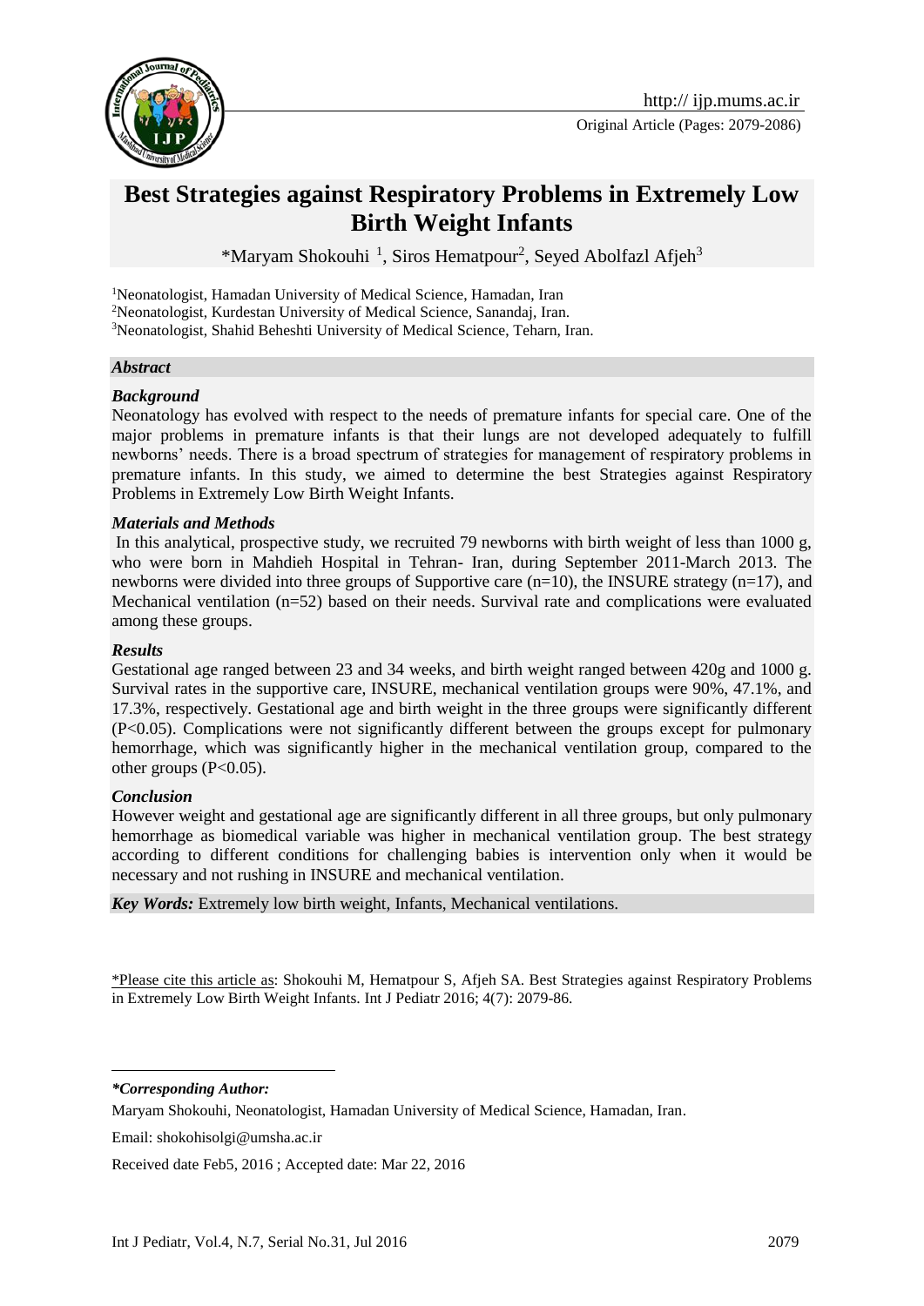# Best Strategies against Respiratory Problems in Extremely Low Birth Weight Infants

*Maryam Shokouhi [1], Siros Hematpour[2], Seyed Abolfazl Afjeh[3]

[1]Neonatologist, Hamadan University of Medical Science, Hamadan, Iran
[2]Neonatologist, Kurdestan University of Medical Science, Sanandaj, Iran.
[3]Neonatologist, Shahid Beheshti University of Medical Science, Teharn, Iran.

### *Abstract*

#### *Background*

Neonatology has evolved with respect to the needs of premature infants for special care. One of the major problems in premature infants is that their lungs are not developed adequately to fulfill newborns' needs. There is a broad spectrum of strategies for management of respiratory problems in premature infants. In this study, we aimed to determine the best Strategies against Respiratory Problems in Extremely Low Birth Weight Infants.

#### *Materials and Methods*

In this analytical, prospective study, we recruited 79 newborns with birth weight of less than 1000 g, who were born in Mahdieh Hospital in Tehran- Iran, during September 2011-March 2013. The newborns were divided into three groups of Supportive care (n=10), the INSURE strategy (n=17), and Mechanical ventilation (n=52) based on their needs. Survival rate and complications were evaluated among these groups.

#### *Results*

Gestational age ranged between 23 and 34 weeks, and birth weight ranged between 420g and 1000 g. Survival rates in the supportive care, INSURE, mechanical ventilation groups were 90%, 47.1%, and 17.3%, respectively. Gestational age and birth weight in the three groups were significantly different (P<0.05). Complications were not significantly different between the groups except for pulmonary hemorrhage, which was significantly higher in the mechanical ventilation group, compared to the other groups (P<0.05).

#### *Conclusion*

However weight and gestational age are significantly different in all three groups, but only pulmonary hemorrhage as biomedical variable was higher in mechanical ventilation group. The best strategy according to different conditions for challenging babies is intervention only when it would be necessary and not rushing in INSURE and mechanical ventilation.

***Key Words:*** Extremely low birth weight, Infants, Mechanical ventilations.

*Please cite this article as: Shokouhi M, Hematpour S, Afjeh SA. Best Strategies against Respiratory Problems in Extremely Low Birth Weight Infants. Int J Pediatr 2016; 4(7): 2079-86.

***Corresponding Author:***

Maryam Shokouhi, Neonatologist, Hamadan University of Medical Science, Hamadan, Iran.

Email: shokohisolgi@umsha.ac.ir

Received date Feb5, 2016 ; Accepted date: Mar 22, 2016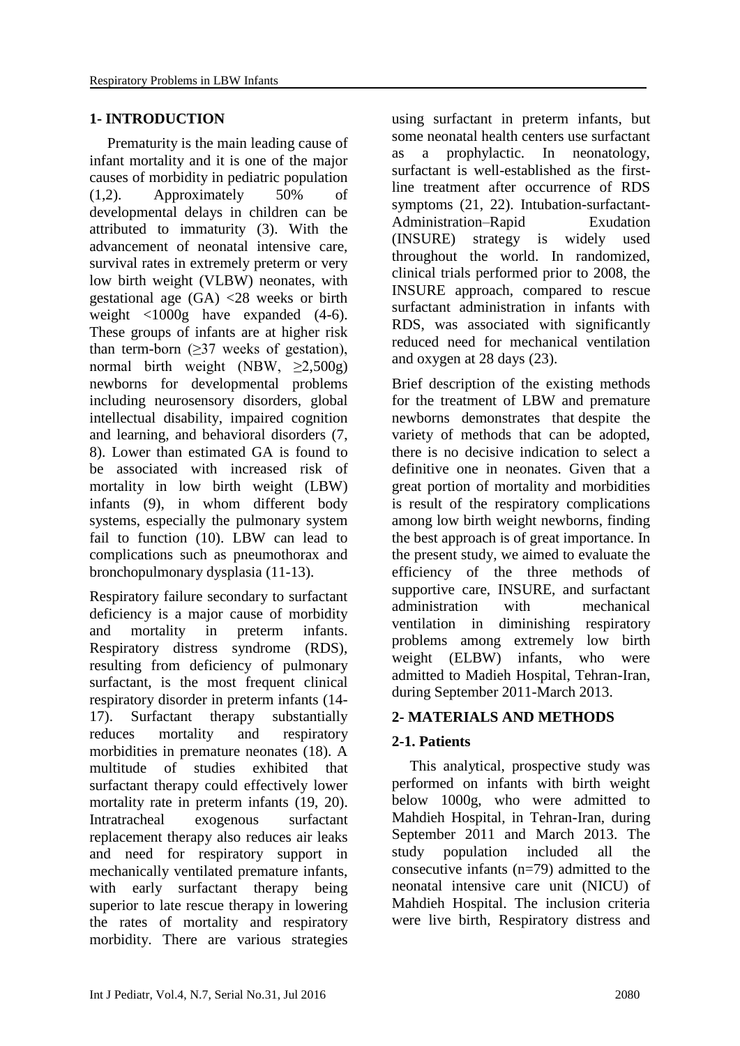## 1- INTRODUCTION

Prematurity is the main leading cause of infant mortality and it is one of the major causes of morbidity in pediatric population (1,2). Approximately 50% of developmental delays in children can be attributed to immaturity (3). With the advancement of neonatal intensive care, survival rates in extremely preterm or very low birth weight (VLBW) neonates, with gestational age (GA) <28 weeks or birth weight <1000g have expanded (4-6). These groups of infants are at higher risk than term-born (≥37 weeks of gestation), normal birth weight (NBW, ≥2,500g) newborns for developmental problems including neurosensory disorders, global intellectual disability, impaired cognition and learning, and behavioral disorders (7, 8). Lower than estimated GA is found to be associated with increased risk of mortality in low birth weight (LBW) infants (9), in whom different body systems, especially the pulmonary system fail to function (10). LBW can lead to complications such as pneumothorax and bronchopulmonary dysplasia (11-13).

Respiratory failure secondary to surfactant deficiency is a major cause of morbidity and mortality in preterm infants. Respiratory distress syndrome (RDS), resulting from deficiency of pulmonary surfactant, is the most frequent clinical respiratory disorder in preterm infants (14-17). Surfactant therapy substantially reduces mortality and respiratory morbidities in premature neonates (18). A multitude of studies exhibited that surfactant therapy could effectively lower mortality rate in preterm infants (19, 20). Intratracheal exogenous surfactant replacement therapy also reduces air leaks and need for respiratory support in mechanically ventilated premature infants, with early surfactant therapy being superior to late rescue therapy in lowering the rates of mortality and respiratory morbidity. There are various strategies using surfactant in preterm infants, but some neonatal health centers use surfactant as a prophylactic. In neonatology, surfactant is well-established as the first-line treatment after occurrence of RDS symptoms (21, 22). Intubation-surfactant-Administration–Rapid Exudation (INSURE) strategy is widely used throughout the world. In randomized, clinical trials performed prior to 2008, the INSURE approach, compared to rescue surfactant administration in infants with RDS, was associated with significantly reduced need for mechanical ventilation and oxygen at 28 days (23).

Brief description of the existing methods for the treatment of LBW and premature newborns demonstrates that despite the variety of methods that can be adopted, there is no decisive indication to select a definitive one in neonates. Given that a great portion of mortality and morbidities is result of the respiratory complications among low birth weight newborns, finding the best approach is of great importance. In the present study, we aimed to evaluate the efficiency of the three methods of supportive care, INSURE, and surfactant administration with mechanical ventilation in diminishing respiratory problems among extremely low birth weight (ELBW) infants, who were admitted to Madieh Hospital, Tehran-Iran, during September 2011-March 2013.

## 2- MATERIALS AND METHODS

### 2-1. Patients

This analytical, prospective study was performed on infants with birth weight below 1000g, who were admitted to Mahdieh Hospital, in Tehran-Iran, during September 2011 and March 2013. The study population included all the consecutive infants (n=79) admitted to the neonatal intensive care unit (NICU) of Mahdieh Hospital. The inclusion criteria were live birth, Respiratory distress and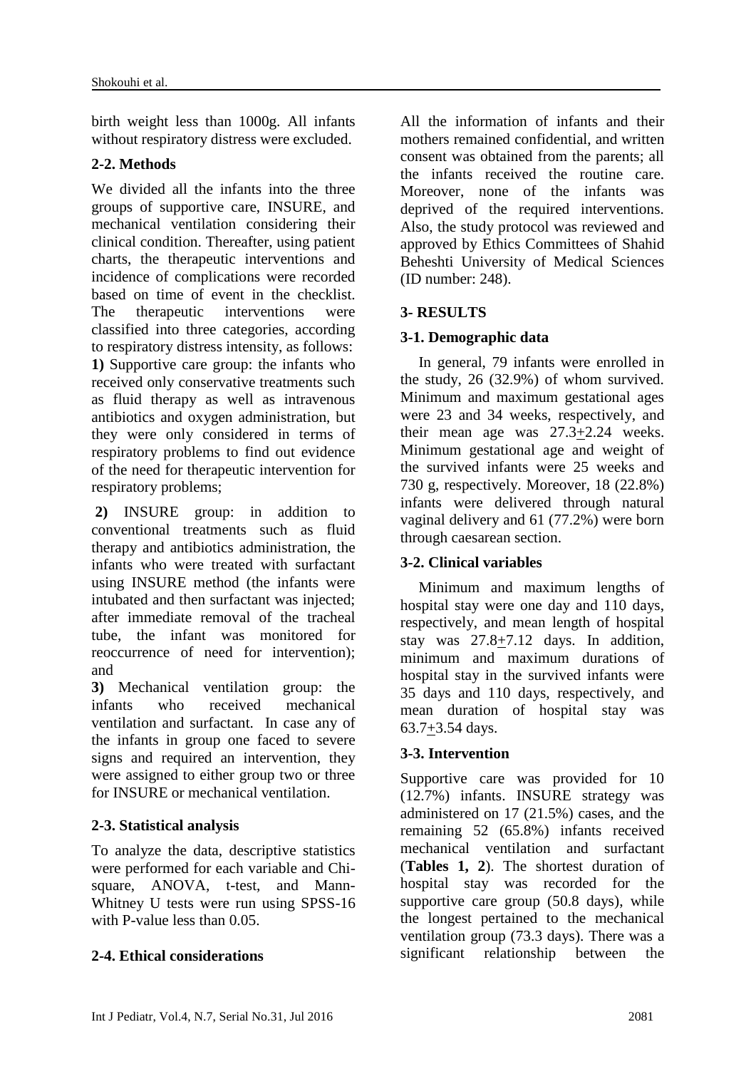birth weight less than 1000g. All infants without respiratory distress were excluded.

### 2-2. Methods

We divided all the infants into the three groups of supportive care, INSURE, and mechanical ventilation considering their clinical condition. Thereafter, using patient charts, the therapeutic interventions and incidence of complications were recorded based on time of event in the checklist. The therapeutic interventions were classified into three categories, according to respiratory distress intensity, as follows:

**1)** Supportive care group: the infants who received only conservative treatments such as fluid therapy as well as intravenous antibiotics and oxygen administration, but they were only considered in terms of respiratory problems to find out evidence of the need for therapeutic intervention for respiratory problems;

**2)** INSURE group: in addition to conventional treatments such as fluid therapy and antibiotics administration, the infants who were treated with surfactant using INSURE method (the infants were intubated and then surfactant was injected; after immediate removal of the tracheal tube, the infant was monitored for reoccurrence of need for intervention); and

**3)** Mechanical ventilation group: the infants who received mechanical ventilation and surfactant. In case any of the infants in group one faced to severe signs and required an intervention, they were assigned to either group two or three for INSURE or mechanical ventilation.

### 2-3. Statistical analysis

To analyze the data, descriptive statistics were performed for each variable and Chi-square, ANOVA, t-test, and Mann-Whitney U tests were run using SPSS-16 with P-value less than 0.05.

### 2-4. Ethical considerations

All the information of infants and their mothers remained confidential, and written consent was obtained from the parents; all the infants received the routine care. Moreover, none of the infants was deprived of the required interventions. Also, the study protocol was reviewed and approved by Ethics Committees of Shahid Beheshti University of Medical Sciences (ID number: 248).

## 3- RESULTS

### 3-1. Demographic data

In general, 79 infants were enrolled in the study, 26 (32.9%) of whom survived. Minimum and maximum gestational ages were 23 and 34 weeks, respectively, and their mean age was $27.3 \pm 2.24$ weeks. Minimum gestational age and weight of the survived infants were 25 weeks and 730 g, respectively. Moreover, 18 (22.8%) infants were delivered through natural vaginal delivery and 61 (77.2%) were born through caesarean section.

### 3-2. Clinical variables

Minimum and maximum lengths of hospital stay were one day and 110 days, respectively, and mean length of hospital stay was $27.8 \pm 7.12$ days. In addition, minimum and maximum durations of hospital stay in the survived infants were 35 days and 110 days, respectively, and mean duration of hospital stay was $63.7 \pm 3.54$ days.

### 3-3. Intervention

Supportive care was provided for 10 (12.7%) infants. INSURE strategy was administered on 17 (21.5%) cases, and the remaining 52 (65.8%) infants received mechanical ventilation and surfactant (**Tables 1, 2**). The shortest duration of hospital stay was recorded for the supportive care group (50.8 days), while the longest pertained to the mechanical ventilation group (73.3 days). There was a significant relationship between the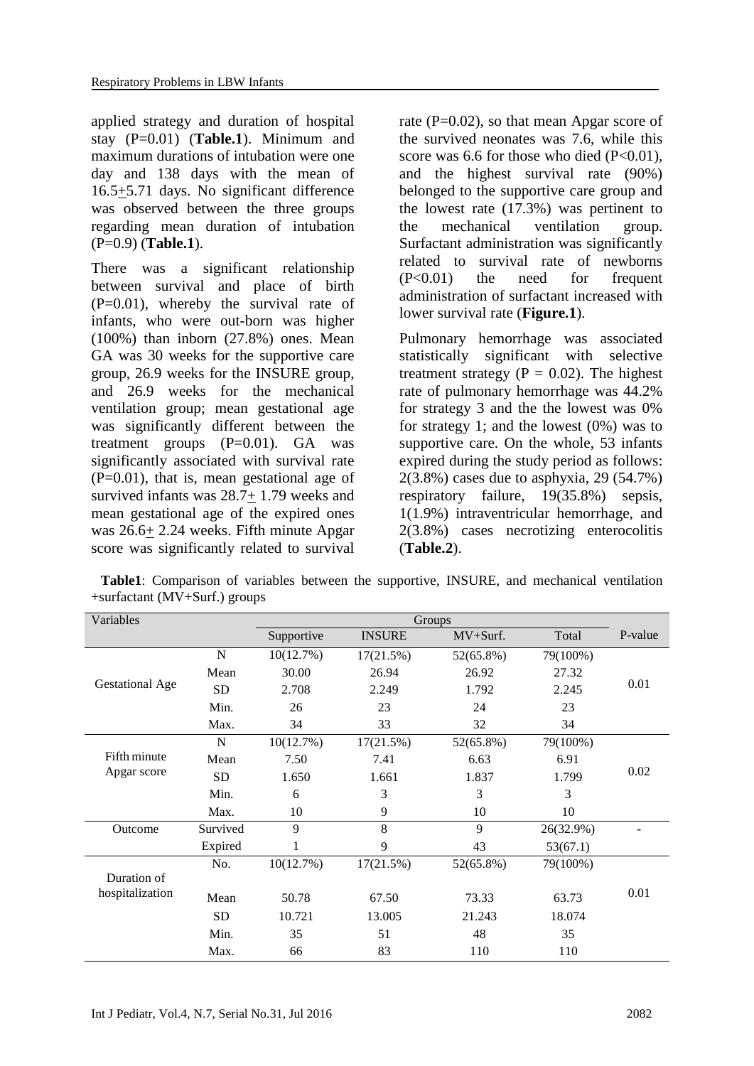applied strategy and duration of hospital stay (P=0.01) (**Table.1**). Minimum and maximum durations of intubation were one day and 138 days with the mean of 16.5±5.71 days. No significant difference was observed between the three groups regarding mean duration of intubation (P=0.9) (**Table.1**).

There was a significant relationship between survival and place of birth (P=0.01), whereby the survival rate of infants, who were out-born was higher (100%) than inborn (27.8%) ones. Mean GA was 30 weeks for the supportive care group, 26.9 weeks for the INSURE group, and 26.9 weeks for the mechanical ventilation group; mean gestational age was significantly different between the treatment groups (P=0.01). GA was significantly associated with survival rate (P=0.01), that is, mean gestational age of survived infants was 28.7± 1.79 weeks and mean gestational age of the expired ones was 26.6± 2.24 weeks. Fifth minute Apgar score was significantly related to survival rate (P=0.02), so that mean Apgar score of the survived neonates was 7.6, while this score was 6.6 for those who died (P<0.01), and the highest survival rate (90%) belonged to the supportive care group and the lowest rate (17.3%) was pertinent to the mechanical ventilation group. Surfactant administration was significantly related to survival rate of newborns (P<0.01) the need for frequent administration of surfactant increased with lower survival rate (**Figure.1**).

Pulmonary hemorrhage was associated statistically significant with selective treatment strategy (P = 0.02). The highest rate of pulmonary hemorrhage was 44.2% for strategy 3 and the the lowest was 0% for strategy 1; and the lowest (0%) was to supportive care. On the whole, 53 infants expired during the study period as follows: 2(3.8%) cases due to asphyxia, 29 (54.7%) respiratory failure, 19(35.8%) sepsis, 1(1.9%) intraventricular hemorrhage, and 2(3.8%) cases necrotizing enterocolitis (**Table.2**).

**Table1**: Comparison of variables between the supportive, INSURE, and mechanical ventilation +surfactant (MV+Surf.) groups

| Variables | | Groups | | | | P-value |
|---|---|---|---|---|---|---|
| | | Supportive | INSURE | MV+Surf. | Total | |
| Gestational Age | N | 10(12.7%) | 17(21.5%) | 52(65.8%) | 79(100%) | 0.01 |
| | Mean | 30.00 | 26.94 | 26.92 | 27.32 | |
| | SD | 2.708 | 2.249 | 1.792 | 2.245 | |
| | Min. | 26 | 23 | 24 | 23 | |
| | Max. | 34 | 33 | 32 | 34 | |
| Fifth minute Apgar score | N | 10(12.7%) | 17(21.5%) | 52(65.8%) | 79(100%) | 0.02 |
| | Mean | 7.50 | 7.41 | 6.63 | 6.91 | |
| | SD | 1.650 | 1.661 | 1.837 | 1.799 | |
| | Min. | 6 | 3 | 3 | 3 | |
| | Max. | 10 | 9 | 10 | 10 | |
| Outcome | Survived | 9 | 8 | 9 | 26(32.9%) | - |
| | Expired | 1 | 9 | 43 | 53(67.1) | |
| Duration of hospitalization | No. | 10(12.7%) | 17(21.5%) | 52(65.8%) | 79(100%) | 0.01 |
| | Mean | 50.78 | 67.50 | 73.33 | 63.73 | |
| | SD | 10.721 | 13.005 | 21.243 | 18.074 | |
| | Min. | 35 | 51 | 48 | 35 | |
| | Max. | 66 | 83 | 110 | 110 | |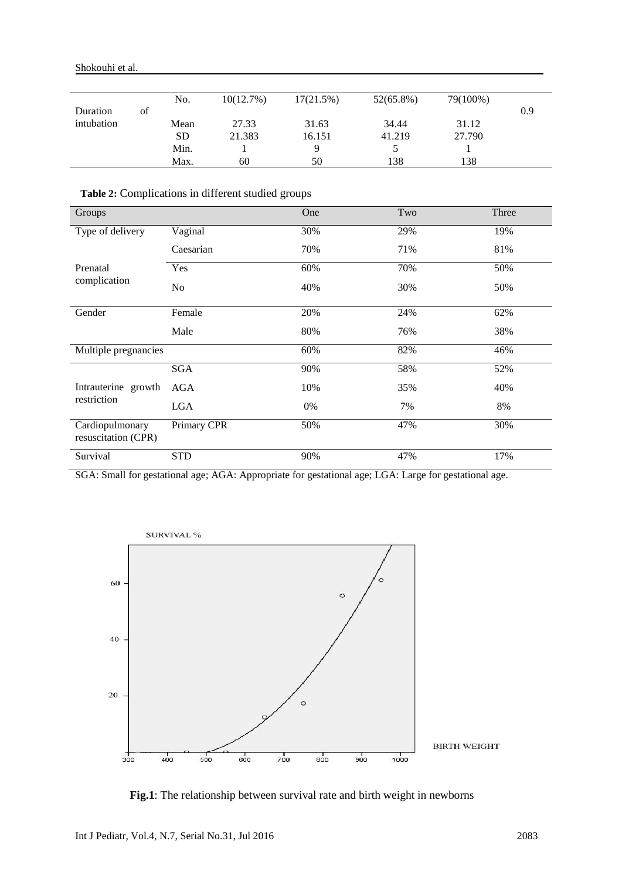| | | | | | | |
|---|---|---|---|---|---|---|
| Duration of intubation | No. | 10(12.7%) | 17(21.5%) | 52(65.8%) | 79(100%) | 0.9 |
| | Mean | 27.33 | 31.63 | 34.44 | 31.12 | |
| | SD | 21.383 | 16.151 | 41.219 | 27.790 | |
| | Min. | 1 | 9 | 5 | 1 | |
| | Max. | 60 | 50 | 138 | 138 | |

**Table 2:** Complications in different studied groups

| Groups | | One | Two | Three |
|---|---|---|---|---|
| Type of delivery | Vaginal | 30% | 29% | 19% |
| | Caesarian | 70% | 71% | 81% |
| Prenatal complication | Yes | 60% | 70% | 50% |
| | No | 40% | 30% | 50% |
| Gender | Female | 20% | 24% | 62% |
| | Male | 80% | 76% | 38% |
| Multiple pregnancies | | 60% | 82% | 46% |
| Intrauterine growth restriction | SGA | 90% | 58% | 52% |
| | AGA | 10% | 35% | 40% |
| | LGA | 0% | 7% | 8% |
| Cardiopulmonary resuscitation (CPR) | Primary CPR | 50% | 47% | 30% |
| Survival | STD | 90% | 47% | 17% |

SGA: Small for gestational age; AGA: Appropriate for gestational age; LGA: Large for gestational age.

**Fig.1**: The relationship between survival rate and birth weight in newborns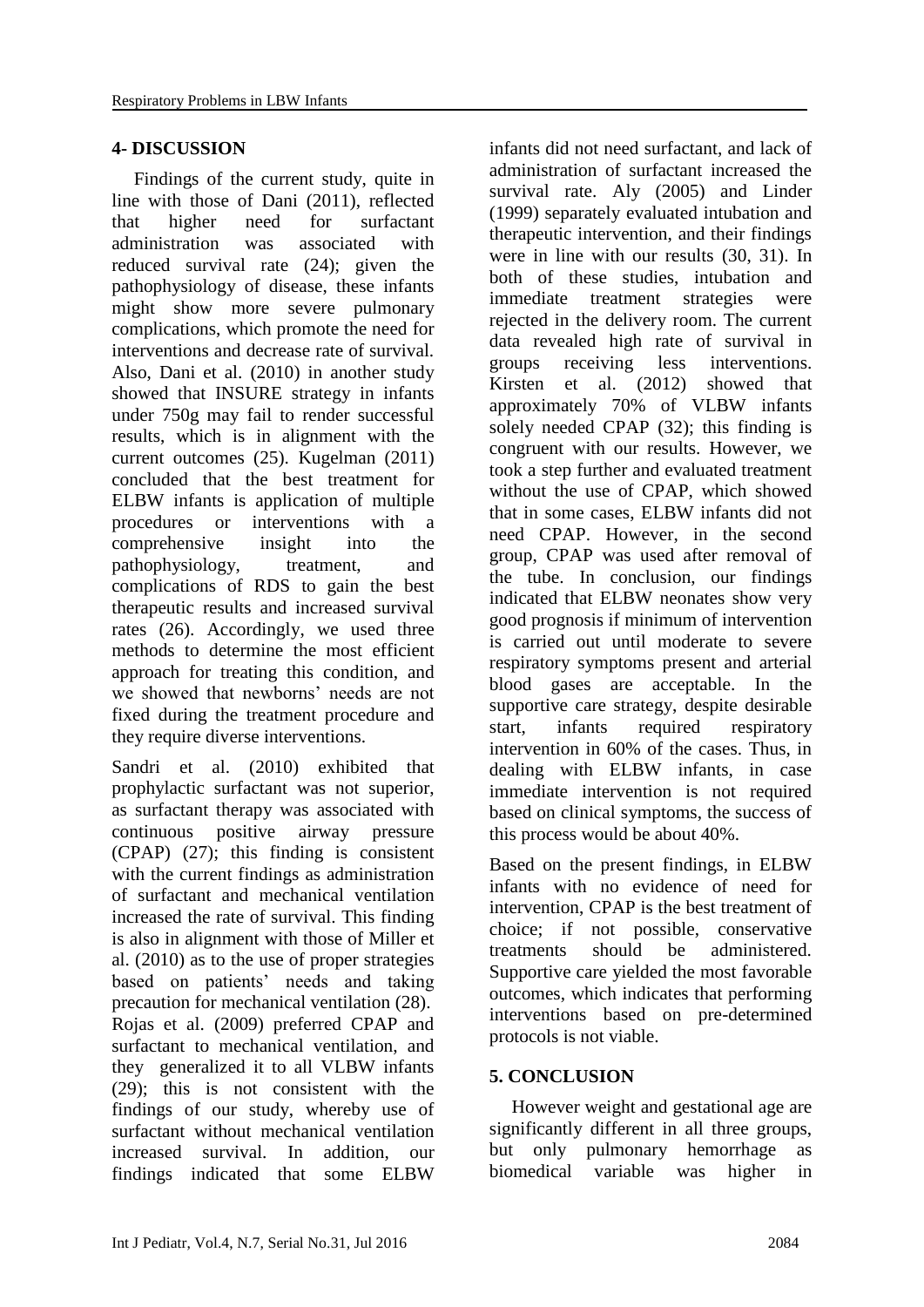## 4- DISCUSSION

Findings of the current study, quite in line with those of Dani (2011), reflected that higher need for surfactant administration was associated with reduced survival rate (24); given the pathophysiology of disease, these infants might show more severe pulmonary complications, which promote the need for interventions and decrease rate of survival. Also, Dani et al. (2010) in another study showed that INSURE strategy in infants under 750g may fail to render successful results, which is in alignment with the current outcomes (25). Kugelman (2011) concluded that the best treatment for ELBW infants is application of multiple procedures or interventions with a comprehensive insight into the pathophysiology, treatment, and complications of RDS to gain the best therapeutic results and increased survival rates (26). Accordingly, we used three methods to determine the most efficient approach for treating this condition, and we showed that newborns' needs are not fixed during the treatment procedure and they require diverse interventions.

Sandri et al. (2010) exhibited that prophylactic surfactant was not superior, as surfactant therapy was associated with continuous positive airway pressure (CPAP) (27); this finding is consistent with the current findings as administration of surfactant and mechanical ventilation increased the rate of survival. This finding is also in alignment with those of Miller et al. (2010) as to the use of proper strategies based on patients' needs and taking precaution for mechanical ventilation (28). Rojas et al. (2009) preferred CPAP and surfactant to mechanical ventilation, and they generalized it to all VLBW infants (29); this is not consistent with the findings of our study, whereby use of surfactant without mechanical ventilation increased survival. In addition, our findings indicated that some ELBW infants did not need surfactant, and lack of administration of surfactant increased the survival rate. Aly (2005) and Linder (1999) separately evaluated intubation and therapeutic intervention, and their findings were in line with our results (30, 31). In both of these studies, intubation and immediate treatment strategies were rejected in the delivery room. The current data revealed high rate of survival in groups receiving less interventions. Kirsten et al. (2012) showed that approximately 70% of VLBW infants solely needed CPAP (32); this finding is congruent with our results. However, we took a step further and evaluated treatment without the use of CPAP, which showed that in some cases, ELBW infants did not need CPAP. However, in the second group, CPAP was used after removal of the tube. In conclusion, our findings indicated that ELBW neonates show very good prognosis if minimum of intervention is carried out until moderate to severe respiratory symptoms present and arterial blood gases are acceptable. In the supportive care strategy, despite desirable start, infants required respiratory intervention in 60% of the cases. Thus, in dealing with ELBW infants, in case immediate intervention is not required based on clinical symptoms, the success of this process would be about 40%.

Based on the present findings, in ELBW infants with no evidence of need for intervention, CPAP is the best treatment of choice; if not possible, conservative treatments should be administered. Supportive care yielded the most favorable outcomes, which indicates that performing interventions based on pre-determined protocols is not viable.

## 5. CONCLUSION

However weight and gestational age are significantly different in all three groups, but only pulmonary hemorrhage as biomedical variable was higher in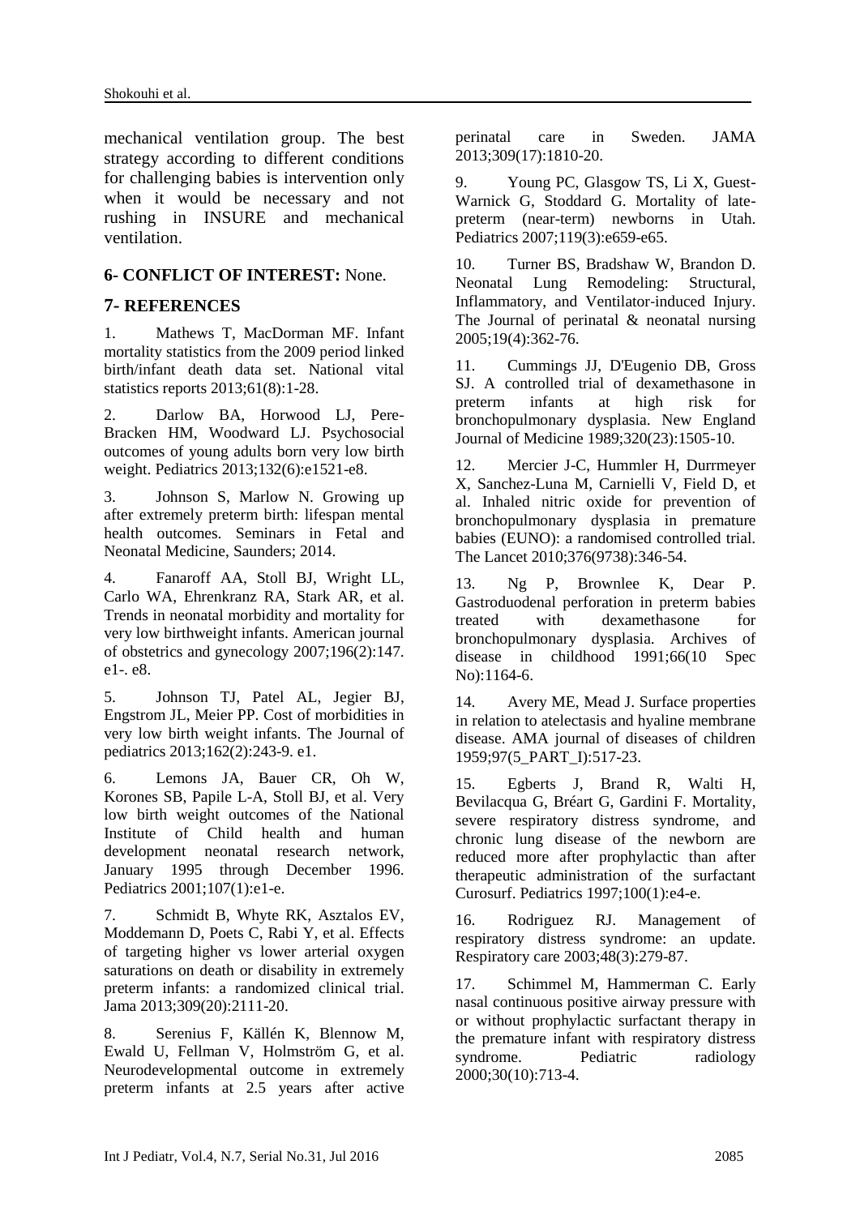mechanical ventilation group. The best strategy according to different conditions for challenging babies is intervention only when it would be necessary and not rushing in INSURE and mechanical ventilation.

## 6- CONFLICT OF INTEREST: None.

## 7- REFERENCES

1. Mathews T, MacDorman MF. Infant mortality statistics from the 2009 period linked birth/infant death data set. National vital statistics reports 2013;61(8):1-28.

2. Darlow BA, Horwood LJ, Pere-Bracken HM, Woodward LJ. Psychosocial outcomes of young adults born very low birth weight. Pediatrics 2013;132(6):e1521-e8.

3. Johnson S, Marlow N. Growing up after extremely preterm birth: lifespan mental health outcomes. Seminars in Fetal and Neonatal Medicine, Saunders; 2014.

4. Fanaroff AA, Stoll BJ, Wright LL, Carlo WA, Ehrenkranz RA, Stark AR, et al. Trends in neonatal morbidity and mortality for very low birthweight infants. American journal of obstetrics and gynecology 2007;196(2):147. e1-. e8.

5. Johnson TJ, Patel AL, Jegier BJ, Engstrom JL, Meier PP. Cost of morbidities in very low birth weight infants. The Journal of pediatrics 2013;162(2):243-9. e1.

6. Lemons JA, Bauer CR, Oh W, Korones SB, Papile L-A, Stoll BJ, et al. Very low birth weight outcomes of the National Institute of Child health and human development neonatal research network, January 1995 through December 1996. Pediatrics 2001;107(1):e1-e.

7. Schmidt B, Whyte RK, Asztalos EV, Moddemann D, Poets C, Rabi Y, et al. Effects of targeting higher vs lower arterial oxygen saturations on death or disability in extremely preterm infants: a randomized clinical trial. Jama 2013;309(20):2111-20.

8. Serenius F, Källén K, Blennow M, Ewald U, Fellman V, Holmström G, et al. Neurodevelopmental outcome in extremely preterm infants at 2.5 years after active perinatal care in Sweden. JAMA 2013;309(17):1810-20.

9. Young PC, Glasgow TS, Li X, Guest-Warnick G, Stoddard G. Mortality of late-preterm (near-term) newborns in Utah. Pediatrics 2007;119(3):e659-e65.

10. Turner BS, Bradshaw W, Brandon D. Neonatal Lung Remodeling: Structural, Inflammatory, and Ventilator-induced Injury. The Journal of perinatal & neonatal nursing 2005;19(4):362-76.

11. Cummings JJ, D'Eugenio DB, Gross SJ. A controlled trial of dexamethasone in preterm infants at high risk for bronchopulmonary dysplasia. New England Journal of Medicine 1989;320(23):1505-10.

12. Mercier J-C, Hummler H, Durrmeyer X, Sanchez-Luna M, Carnielli V, Field D, et al. Inhaled nitric oxide for prevention of bronchopulmonary dysplasia in premature babies (EUNO): a randomised controlled trial. The Lancet 2010;376(9738):346-54.

13. Ng P, Brownlee K, Dear P. Gastroduodenal perforation in preterm babies treated with dexamethasone for bronchopulmonary dysplasia. Archives of disease in childhood 1991;66(10 Spec No):1164-6.

14. Avery ME, Mead J. Surface properties in relation to atelectasis and hyaline membrane disease. AMA journal of diseases of children 1959;97(5_PART_I):517-23.

15. Egberts J, Brand R, Walti H, Bevilacqua G, Bréart G, Gardini F. Mortality, severe respiratory distress syndrome, and chronic lung disease of the newborn are reduced more after prophylactic than after therapeutic administration of the surfactant Curosurf. Pediatrics 1997;100(1):e4-e.

16. Rodriguez RJ. Management of respiratory distress syndrome: an update. Respiratory care 2003;48(3):279-87.

17. Schimmel M, Hammerman C. Early nasal continuous positive airway pressure with or without prophylactic surfactant therapy in the premature infant with respiratory distress syndrome. Pediatric radiology 2000;30(10):713-4.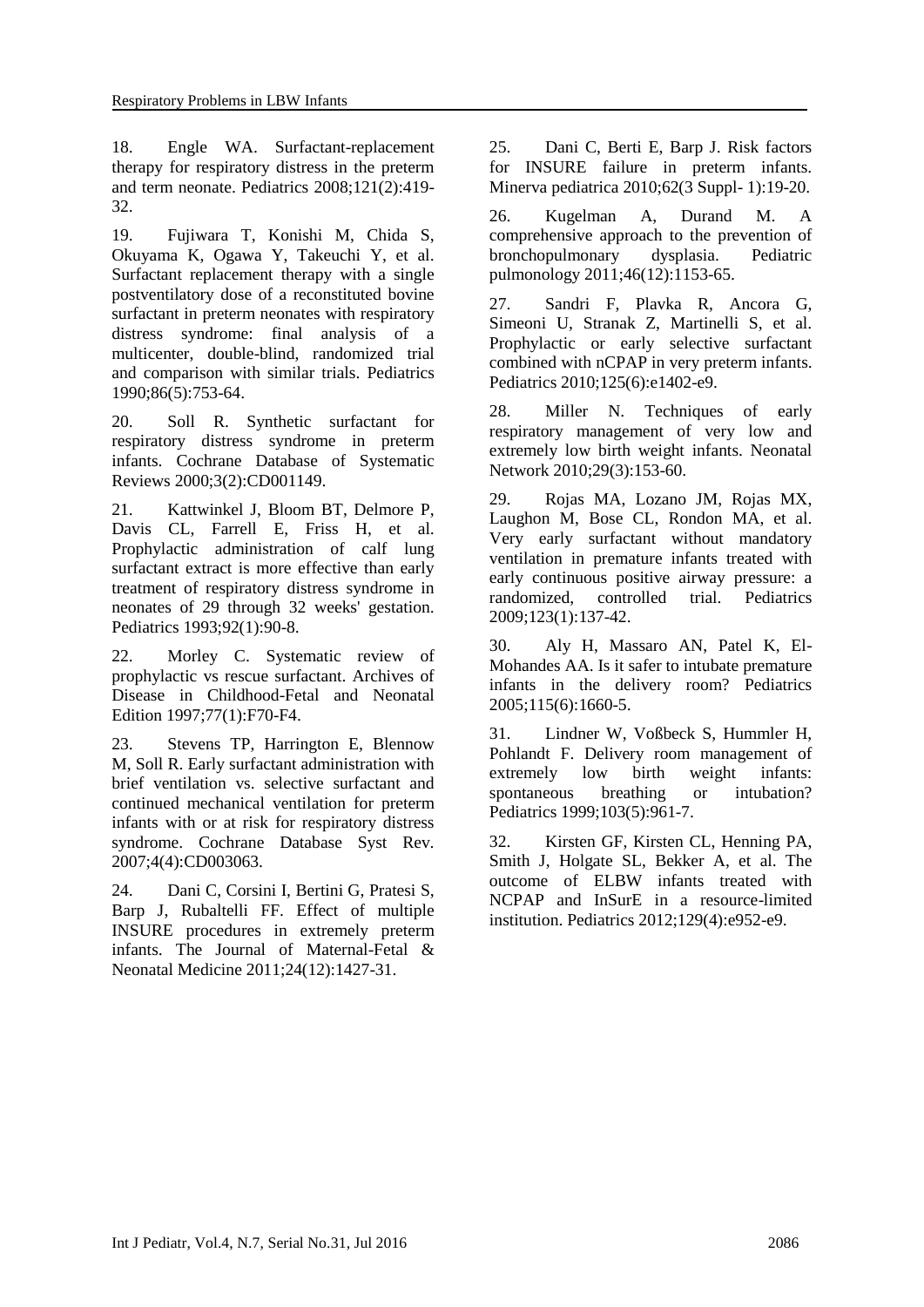18. Engle WA. Surfactant-replacement therapy for respiratory distress in the preterm and term neonate. Pediatrics 2008;121(2):419-32.

19. Fujiwara T, Konishi M, Chida S, Okuyama K, Ogawa Y, Takeuchi Y, et al. Surfactant replacement therapy with a single postventilatory dose of a reconstituted bovine surfactant in preterm neonates with respiratory distress syndrome: final analysis of a multicenter, double-blind, randomized trial and comparison with similar trials. Pediatrics 1990;86(5):753-64.

20. Soll R. Synthetic surfactant for respiratory distress syndrome in preterm infants. Cochrane Database of Systematic Reviews 2000;3(2):CD001149.

21. Kattwinkel J, Bloom BT, Delmore P, Davis CL, Farrell E, Friss H, et al. Prophylactic administration of calf lung surfactant extract is more effective than early treatment of respiratory distress syndrome in neonates of 29 through 32 weeks' gestation. Pediatrics 1993;92(1):90-8.

22. Morley C. Systematic review of prophylactic vs rescue surfactant. Archives of Disease in Childhood-Fetal and Neonatal Edition 1997;77(1):F70-F4.

23. Stevens TP, Harrington E, Blennow M, Soll R. Early surfactant administration with brief ventilation vs. selective surfactant and continued mechanical ventilation for preterm infants with or at risk for respiratory distress syndrome. Cochrane Database Syst Rev. 2007;4(4):CD003063.

24. Dani C, Corsini I, Bertini G, Pratesi S, Barp J, Rubaltelli FF. Effect of multiple INSURE procedures in extremely preterm infants. The Journal of Maternal-Fetal & Neonatal Medicine 2011;24(12):1427-31.

25. Dani C, Berti E, Barp J. Risk factors for INSURE failure in preterm infants. Minerva pediatrica 2010;62(3 Suppl- 1):19-20.

26. Kugelman A, Durand M. A comprehensive approach to the prevention of bronchopulmonary dysplasia. Pediatric pulmonology 2011;46(12):1153-65.

27. Sandri F, Plavka R, Ancora G, Simeoni U, Stranak Z, Martinelli S, et al. Prophylactic or early selective surfactant combined with nCPAP in very preterm infants. Pediatrics 2010;125(6):e1402-e9.

28. Miller N. Techniques of early respiratory management of very low and extremely low birth weight infants. Neonatal Network 2010;29(3):153-60.

29. Rojas MA, Lozano JM, Rojas MX, Laughon M, Bose CL, Rondon MA, et al. Very early surfactant without mandatory ventilation in premature infants treated with early continuous positive airway pressure: a randomized, controlled trial. Pediatrics 2009;123(1):137-42.

30. Aly H, Massaro AN, Patel K, El-Mohandes AA. Is it safer to intubate premature infants in the delivery room? Pediatrics 2005;115(6):1660-5.

31. Lindner W, Voßbeck S, Hummler H, Pohlandt F. Delivery room management of extremely low birth weight infants: spontaneous breathing or intubation? Pediatrics 1999;103(5):961-7.

32. Kirsten GF, Kirsten CL, Henning PA, Smith J, Holgate SL, Bekker A, et al. The outcome of ELBW infants treated with NCPAP and InSurE in a resource-limited institution. Pediatrics 2012;129(4):e952-e9.